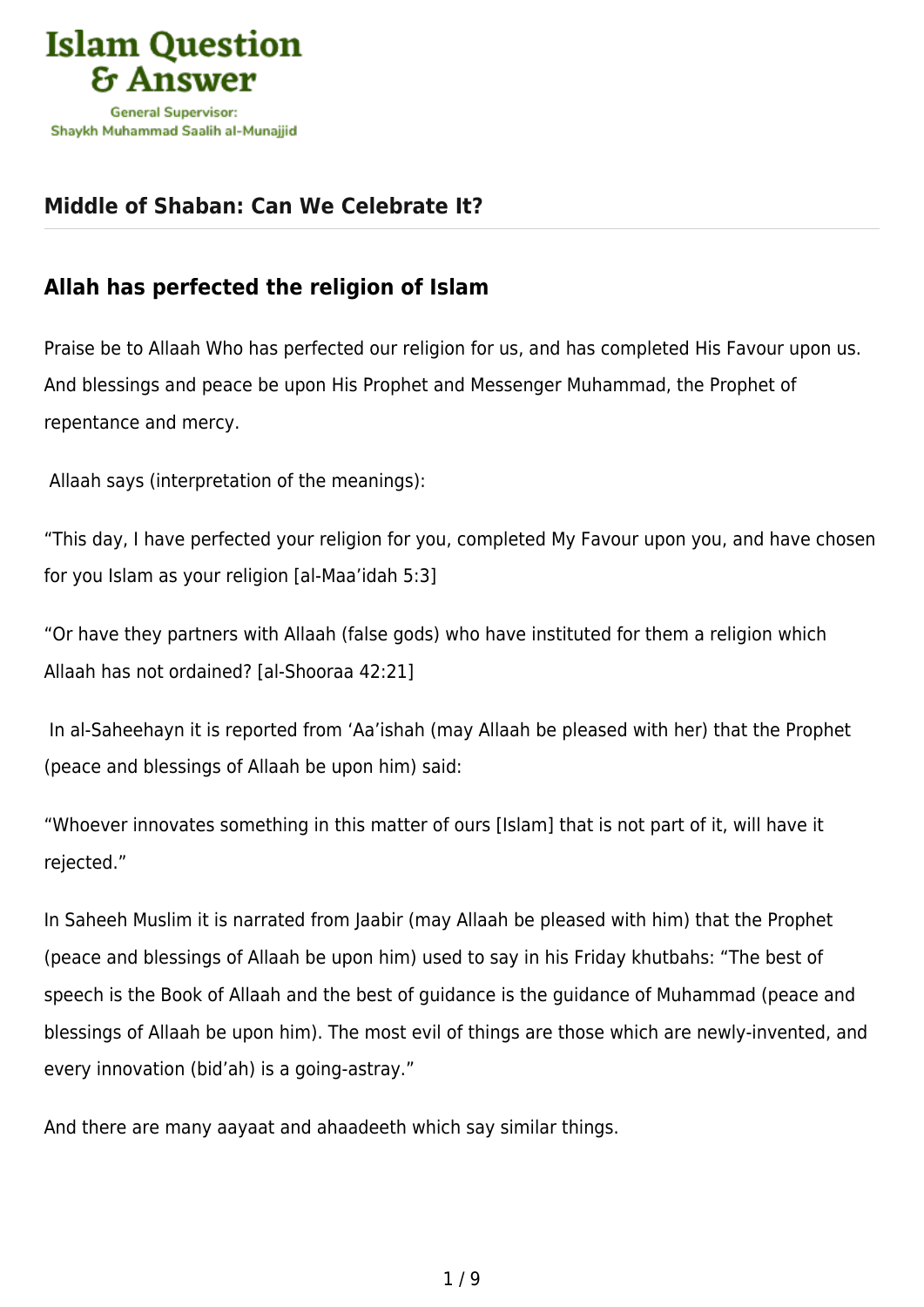# Middle of Shaban: Can We Celebrate It?

## Allah has perfected the religion of Islam

Praise be to Allaah Who has perfected our religion for us, and has completed His Favour upon us. And blessings and peace be upon His Prophet and Messenger Muhammad, the Prophet of repentance and mercy.

Allaah says (interpretation of the meanings):

"This day, I have perfected your religion for you, completed My Favour upon you, and have chosen for you Islam as your religion [al-Maa'idah 5:3]

"Or have they partners with Allaah (false gods) who have instituted for them a religion which Allaah has not ordained? [al-Shooraa 42:21]

In al-Saheehayn it is reported from 'Aa'ishah (may Allaah be pleased with her) that the Prophet (peace and blessings of Allaah be upon him) said:

"Whoever innovates something in this matter of ours [Islam] that is not part of it, will have it rejected."

In Saheeh Muslim it is narrated from Jaabir (may Allaah be pleased with him) that the Prophet (peace and blessings of Allaah be upon him) used to say in his Friday khutbahs: "The best of speech is the Book of Allaah and the best of guidance is the guidance of Muhammad (peace and blessings of Allaah be upon him). The most evil of things are those which are newly-invented, and every innovation (bid'ah) is a going-astray."

And there are many aayaat and ahaadeeth which say similar things.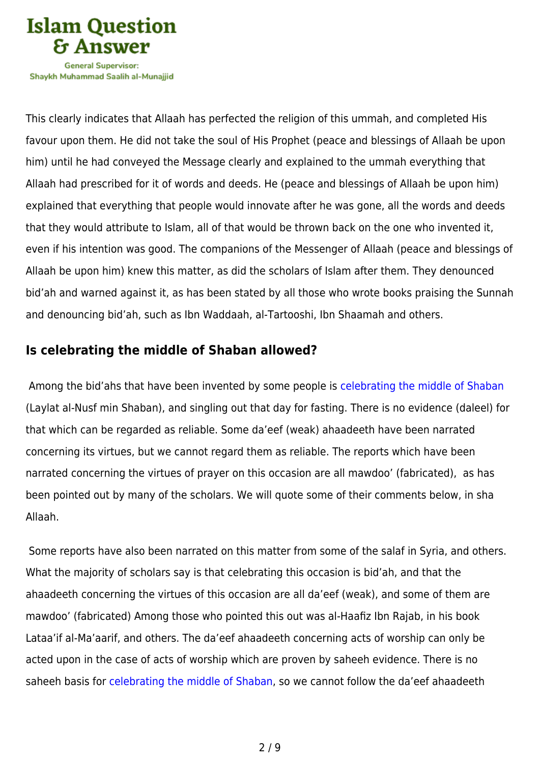This clearly indicates that Allaah has perfected the religion of this ummah, and completed His favour upon them. He did not take the soul of His Prophet (peace and blessings of Allaah be upon him) until he had conveyed the Message clearly and explained to the ummah everything that Allaah had prescribed for it of words and deeds. He (peace and blessings of Allaah be upon him) explained that everything that people would innovate after he was gone, all the words and deeds that they would attribute to Islam, all of that would be thrown back on the one who invented it, even if his intention was good. The companions of the Messenger of Allaah (peace and blessings of Allaah be upon him) knew this matter, as did the scholars of Islam after them. They denounced bid'ah and warned against it, as has been stated by all those who wrote books praising the Sunnah and denouncing bid'ah, such as Ibn Waddaah, al-Tartooshi, Ibn Shaamah and others.

## Is celebrating the middle of Shaban allowed?

Among the bid'ahs that have been invented by some people is celebrating the middle of Shaban (Laylat al-Nusf min Shaban), and singling out that day for fasting. There is no evidence (daleel) for that which can be regarded as reliable. Some da'eef (weak) ahaadeeth have been narrated concerning its virtues, but we cannot regard them as reliable. The reports which have been narrated concerning the virtues of prayer on this occasion are all mawdoo' (fabricated), as has been pointed out by many of the scholars. We will quote some of their comments below, in sha Allaah.

Some reports have also been narrated on this matter from some of the salaf in Syria, and others. What the majority of scholars say is that celebrating this occasion is bid'ah, and that the ahaadeeth concerning the virtues of this occasion are all da'eef (weak), and some of them are mawdoo' (fabricated) Among those who pointed this out was al-Haafiz Ibn Rajab, in his book Lataa'if al-Ma'aarif, and others. The da'eef ahaadeeth concerning acts of worship can only be acted upon in the case of acts of worship which are proven by saheeh evidence. There is no saheeh basis for celebrating the middle of Shaban, so we cannot follow the da'eef ahaadeeth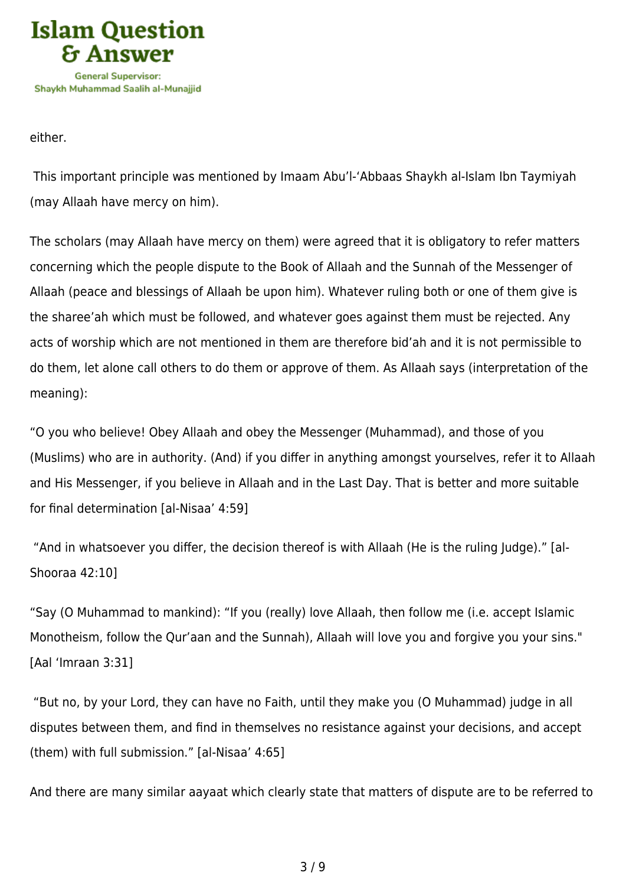either.

This important principle was mentioned by Imaam Abu'l-'Abbaas Shaykh al-Islam Ibn Taymiyah (may Allaah have mercy on him).

The scholars (may Allaah have mercy on them) were agreed that it is obligatory to refer matters concerning which the people dispute to the Book of Allaah and the Sunnah of the Messenger of Allaah (peace and blessings of Allaah be upon him). Whatever ruling both or one of them give is the sharee'ah which must be followed, and whatever goes against them must be rejected. Any acts of worship which are not mentioned in them are therefore bid'ah and it is not permissible to do them, let alone call others to do them or approve of them. As Allaah says (interpretation of the meaning):

"O you who believe! Obey Allaah and obey the Messenger (Muhammad), and those of you (Muslims) who are in authority. (And) if you differ in anything amongst yourselves, refer it to Allaah and His Messenger, if you believe in Allaah and in the Last Day. That is better and more suitable for final determination [al-Nisaa' 4:59]

"And in whatsoever you differ, the decision thereof is with Allaah (He is the ruling Judge)." [al-Shooraa 42:10]

"Say (O Muhammad to mankind): "If you (really) love Allaah, then follow me (i.e. accept Islamic Monotheism, follow the Qur'aan and the Sunnah), Allaah will love you and forgive you your sins." [Aal 'Imraan 3:31]

"But no, by your Lord, they can have no Faith, until they make you (O Muhammad) judge in all disputes between them, and find in themselves no resistance against your decisions, and accept (them) with full submission." [al-Nisaa' 4:65]

And there are many similar aayaat which clearly state that matters of dispute are to be referred to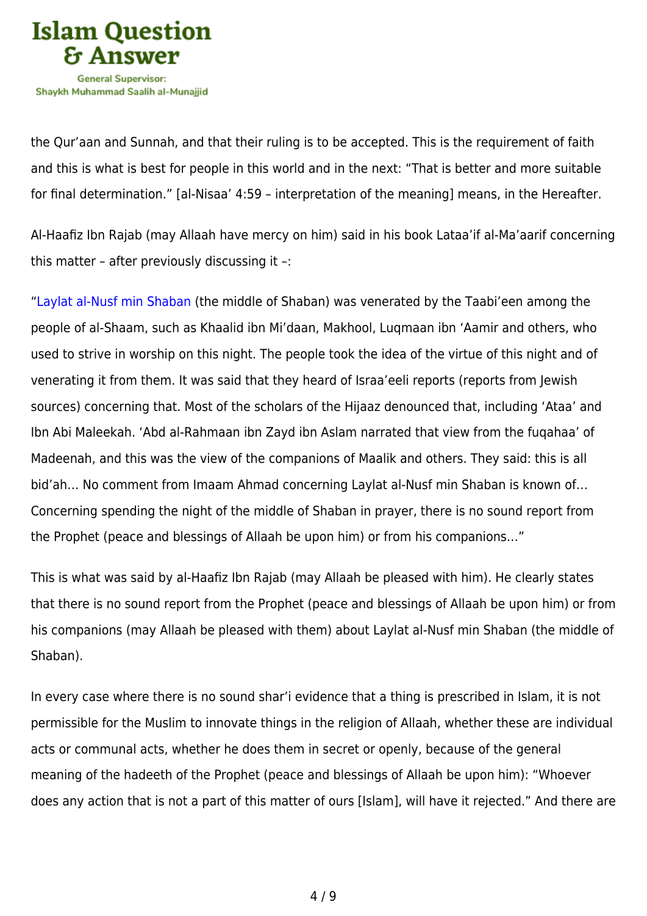the Qur'aan and Sunnah, and that their ruling is to be accepted. This is the requirement of faith and this is what is best for people in this world and in the next: "That is better and more suitable for final determination." [al-Nisaa' 4:59 – interpretation of the meaning] means, in the Hereafter.

Al-Haafiz Ibn Rajab (may Allaah have mercy on him) said in his book Lataa'if al-Ma'aarif concerning this matter – after previously discussing it –:

"Laylat al-Nusf min Shaban (the middle of Shaban) was venerated by the Taabi'een among the people of al-Shaam, such as Khaalid ibn Mi'daan, Makhool, Luqmaan ibn 'Aamir and others, who used to strive in worship on this night. The people took the idea of the virtue of this night and of venerating it from them. It was said that they heard of Israa'eeli reports (reports from Jewish sources) concerning that. Most of the scholars of the Hijaaz denounced that, including 'Ataa' and Ibn Abi Maleekah. 'Abd al-Rahmaan ibn Zayd ibn Aslam narrated that view from the fuqahaa' of Madeenah, and this was the view of the companions of Maalik and others. They said: this is all bid'ah… No comment from Imaam Ahmad concerning Laylat al-Nusf min Shaban is known of… Concerning spending the night of the middle of Shaban in prayer, there is no sound report from the Prophet (peace and blessings of Allaah be upon him) or from his companions…"

This is what was said by al-Haafiz Ibn Rajab (may Allaah be pleased with him). He clearly states that there is no sound report from the Prophet (peace and blessings of Allaah be upon him) or from his companions (may Allaah be pleased with them) about Laylat al-Nusf min Shaban (the middle of Shaban).

In every case where there is no sound shar'i evidence that a thing is prescribed in Islam, it is not permissible for the Muslim to innovate things in the religion of Allaah, whether these are individual acts or communal acts, whether he does them in secret or openly, because of the general meaning of the hadeeth of the Prophet (peace and blessings of Allaah be upon him): "Whoever does any action that is not a part of this matter of ours [Islam], will have it rejected." And there are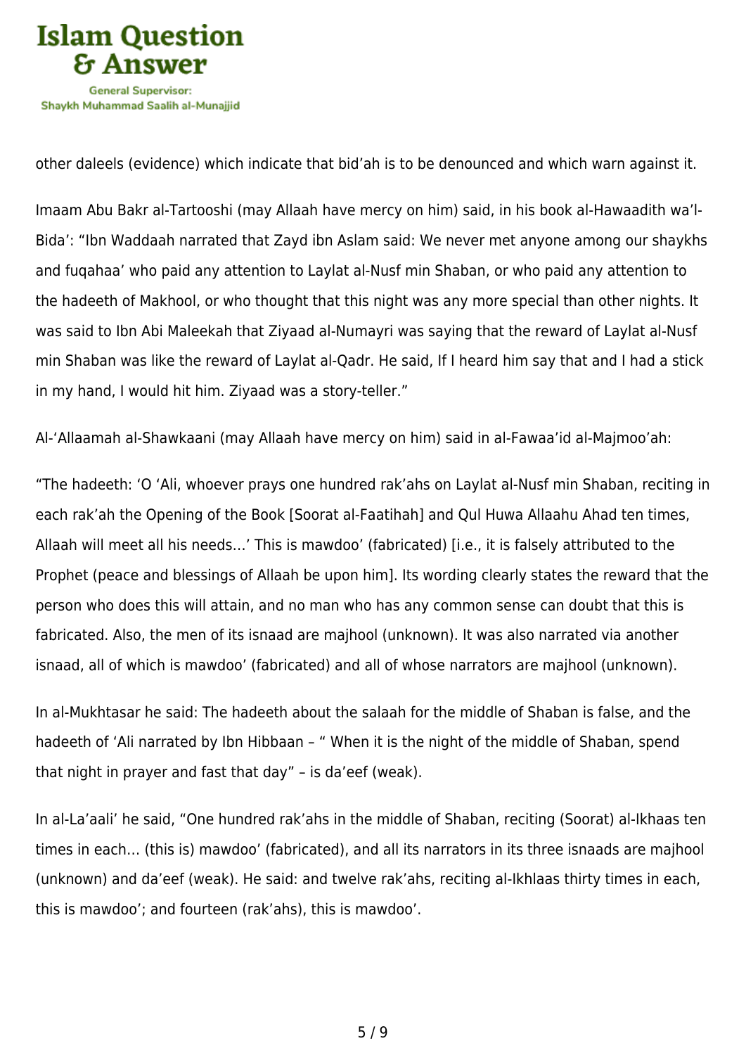other daleels (evidence) which indicate that bid'ah is to be denounced and which warn against it.

Imaam Abu Bakr al-Tartooshi (may Allaah have mercy on him) said, in his book al-Hawaadith wa'l-Bida': "Ibn Waddaah narrated that Zayd ibn Aslam said: We never met anyone among our shaykhs and fuqahaa' who paid any attention to Laylat al-Nusf min Shaban, or who paid any attention to the hadeeth of Makhool, or who thought that this night was any more special than other nights. It was said to Ibn Abi Maleekah that Ziyaad al-Numayri was saying that the reward of Laylat al-Nusf min Shaban was like the reward of Laylat al-Qadr. He said, If I heard him say that and I had a stick in my hand, I would hit him. Ziyaad was a story-teller."

Al-'Allaamah al-Shawkaani (may Allaah have mercy on him) said in al-Fawaa'id al-Majmoo'ah:

"The hadeeth: 'O 'Ali, whoever prays one hundred rak'ahs on Laylat al-Nusf min Shaban, reciting in each rak'ah the Opening of the Book [Soorat al-Faatihah] and Qul Huwa Allaahu Ahad ten times, Allaah will meet all his needs…' This is mawdoo' (fabricated) [i.e., it is falsely attributed to the Prophet (peace and blessings of Allaah be upon him]. Its wording clearly states the reward that the person who does this will attain, and no man who has any common sense can doubt that this is fabricated. Also, the men of its isnaad are majhool (unknown). It was also narrated via another isnaad, all of which is mawdoo' (fabricated) and all of whose narrators are majhool (unknown).

In al-Mukhtasar he said: The hadeeth about the salaah for the middle of Shaban is false, and the hadeeth of 'Ali narrated by Ibn Hibbaan – " When it is the night of the middle of Shaban, spend that night in prayer and fast that day" – is da'eef (weak).

In al-La'aali' he said, "One hundred rak'ahs in the middle of Shaban, reciting (Soorat) al-Ikhaas ten times in each… (this is) mawdoo' (fabricated), and all its narrators in its three isnaads are majhool (unknown) and da'eef (weak). He said: and twelve rak'ahs, reciting al-Ikhlaas thirty times in each, this is mawdoo'; and fourteen (rak'ahs), this is mawdoo'.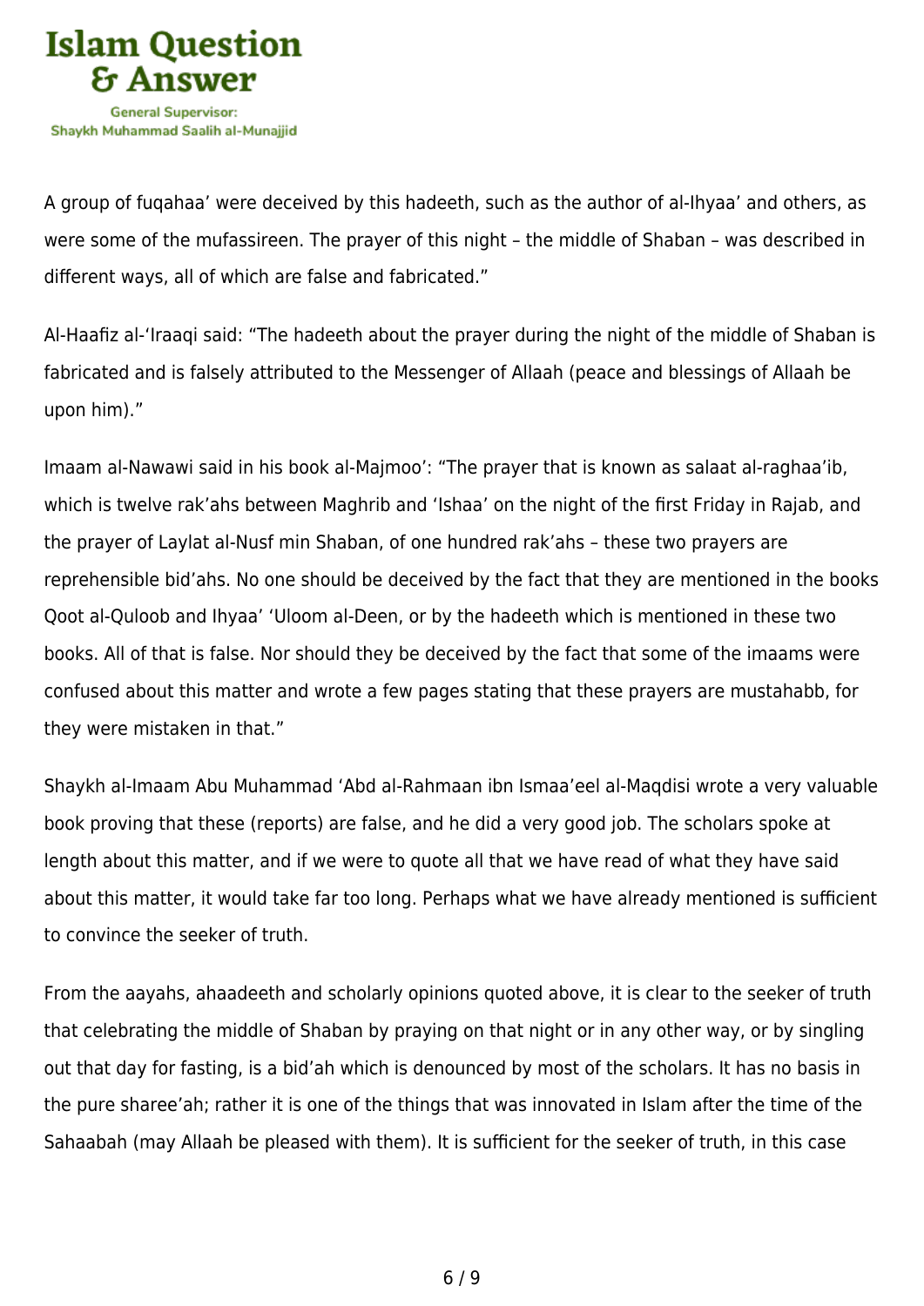A group of fuqahaa' were deceived by this hadeeth, such as the author of al-Ihyaa' and others, as were some of the mufassireen. The prayer of this night – the middle of Shaban – was described in different ways, all of which are false and fabricated."

Al-Haafiz al-'Iraaqi said: "The hadeeth about the prayer during the night of the middle of Shaban is fabricated and is falsely attributed to the Messenger of Allaah (peace and blessings of Allaah be upon him)."

Imaam al-Nawawi said in his book al-Majmoo': "The prayer that is known as salaat al-raghaa'ib, which is twelve rak'ahs between Maghrib and 'Ishaa' on the night of the first Friday in Rajab, and the prayer of Laylat al-Nusf min Shaban, of one hundred rak'ahs – these two prayers are reprehensible bid'ahs. No one should be deceived by the fact that they are mentioned in the books Qoot al-Quloob and Ihyaa' 'Uloom al-Deen, or by the hadeeth which is mentioned in these two books. All of that is false. Nor should they be deceived by the fact that some of the imaams were confused about this matter and wrote a few pages stating that these prayers are mustahabb, for they were mistaken in that."

Shaykh al-Imaam Abu Muhammad 'Abd al-Rahmaan ibn Ismaa'eel al-Maqdisi wrote a very valuable book proving that these (reports) are false, and he did a very good job. The scholars spoke at length about this matter, and if we were to quote all that we have read of what they have said about this matter, it would take far too long. Perhaps what we have already mentioned is sufficient to convince the seeker of truth.

From the aayahs, ahaadeeth and scholarly opinions quoted above, it is clear to the seeker of truth that celebrating the middle of Shaban by praying on that night or in any other way, or by singling out that day for fasting, is a bid'ah which is denounced by most of the scholars. It has no basis in the pure sharee'ah; rather it is one of the things that was innovated in Islam after the time of the Sahaabah (may Allaah be pleased with them). It is sufficient for the seeker of truth, in this case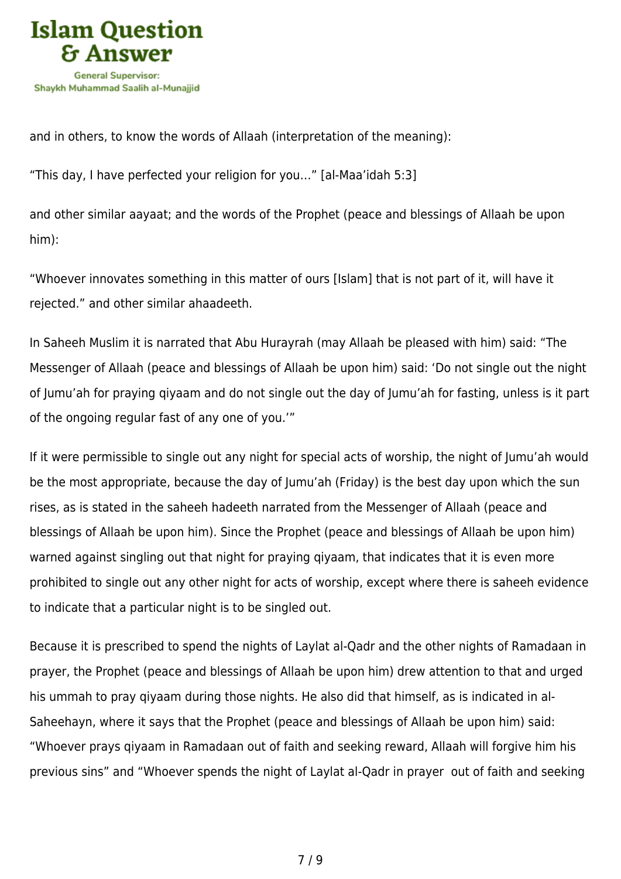and in others, to know the words of Allaah (interpretation of the meaning):

"This day, I have perfected your religion for you…" [al-Maa'idah 5:3]

and other similar aayaat; and the words of the Prophet (peace and blessings of Allaah be upon him):

"Whoever innovates something in this matter of ours [Islam] that is not part of it, will have it rejected." and other similar ahaadeeth.

In Saheeh Muslim it is narrated that Abu Hurayrah (may Allaah be pleased with him) said: "The Messenger of Allaah (peace and blessings of Allaah be upon him) said: 'Do not single out the night of Jumu'ah for praying qiyaam and do not single out the day of Jumu'ah for fasting, unless is it part of the ongoing regular fast of any one of you.'"

If it were permissible to single out any night for special acts of worship, the night of Jumu'ah would be the most appropriate, because the day of Jumu'ah (Friday) is the best day upon which the sun rises, as is stated in the saheeh hadeeth narrated from the Messenger of Allaah (peace and blessings of Allaah be upon him). Since the Prophet (peace and blessings of Allaah be upon him) warned against singling out that night for praying qiyaam, that indicates that it is even more prohibited to single out any other night for acts of worship, except where there is saheeh evidence to indicate that a particular night is to be singled out.

Because it is prescribed to spend the nights of Laylat al-Qadr and the other nights of Ramadaan in prayer, the Prophet (peace and blessings of Allaah be upon him) drew attention to that and urged his ummah to pray qiyaam during those nights. He also did that himself, as is indicated in al-Saheehayn, where it says that the Prophet (peace and blessings of Allaah be upon him) said: "Whoever prays qiyaam in Ramadaan out of faith and seeking reward, Allaah will forgive him his previous sins" and "Whoever spends the night of Laylat al-Qadr in prayer out of faith and seeking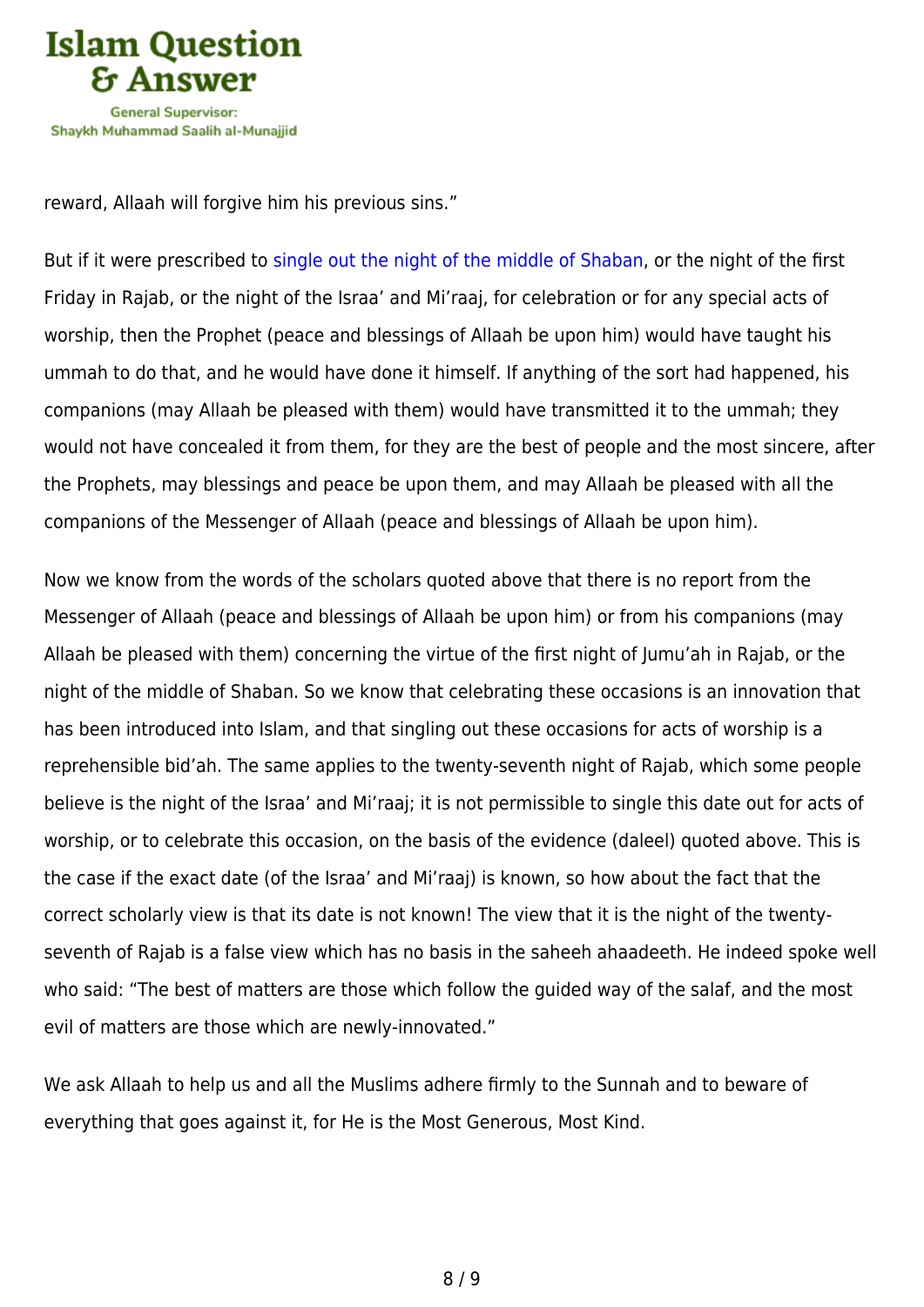reward, Allaah will forgive him his previous sins."

But if it were prescribed to single out the night of the middle of Shaban, or the night of the first Friday in Rajab, or the night of the Israa' and Mi'raaj, for celebration or for any special acts of worship, then the Prophet (peace and blessings of Allaah be upon him) would have taught his ummah to do that, and he would have done it himself. If anything of the sort had happened, his companions (may Allaah be pleased with them) would have transmitted it to the ummah; they would not have concealed it from them, for they are the best of people and the most sincere, after the Prophets, may blessings and peace be upon them, and may Allaah be pleased with all the companions of the Messenger of Allaah (peace and blessings of Allaah be upon him).

Now we know from the words of the scholars quoted above that there is no report from the Messenger of Allaah (peace and blessings of Allaah be upon him) or from his companions (may Allaah be pleased with them) concerning the virtue of the first night of Jumu'ah in Rajab, or the night of the middle of Shaban. So we know that celebrating these occasions is an innovation that has been introduced into Islam, and that singling out these occasions for acts of worship is a reprehensible bid'ah. The same applies to the twenty-seventh night of Rajab, which some people believe is the night of the Israa' and Mi'raaj; it is not permissible to single this date out for acts of worship, or to celebrate this occasion, on the basis of the evidence (daleel) quoted above. This is the case if the exact date (of the Israa' and Mi'raaj) is known, so how about the fact that the correct scholarly view is that its date is not known! The view that it is the night of the twenty-seventh of Rajab is a false view which has no basis in the saheeh ahaadeeth. He indeed spoke well who said: "The best of matters are those which follow the guided way of the salaf, and the most evil of matters are those which are newly-innovated."

We ask Allaah to help us and all the Muslims adhere firmly to the Sunnah and to beware of everything that goes against it, for He is the Most Generous, Most Kind.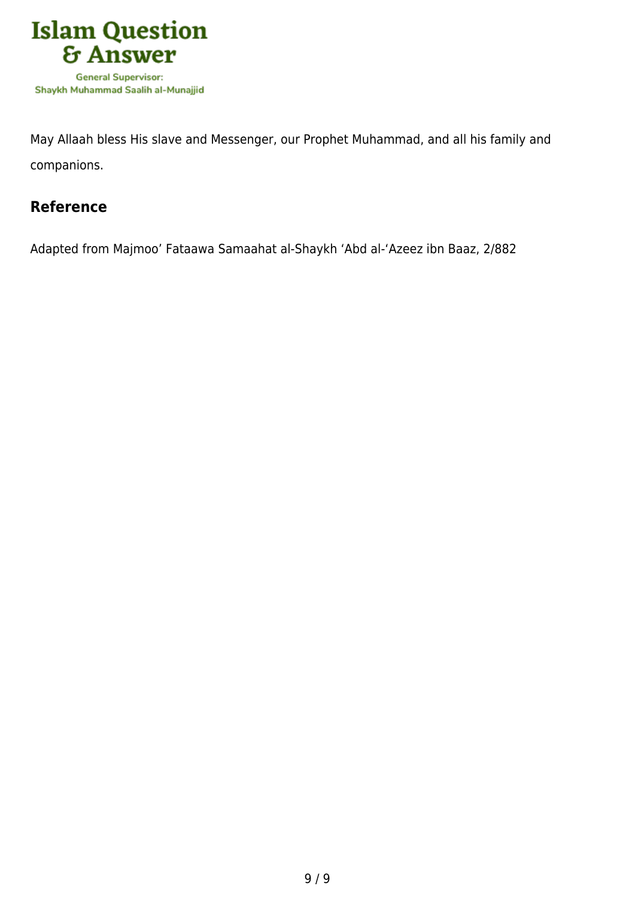May Allaah bless His slave and Messenger, our Prophet Muhammad, and all his family and companions.

## Reference

Adapted from Majmoo' Fataawa Samaahat al-Shaykh 'Abd al-'Azeez ibn Baaz, 2/882